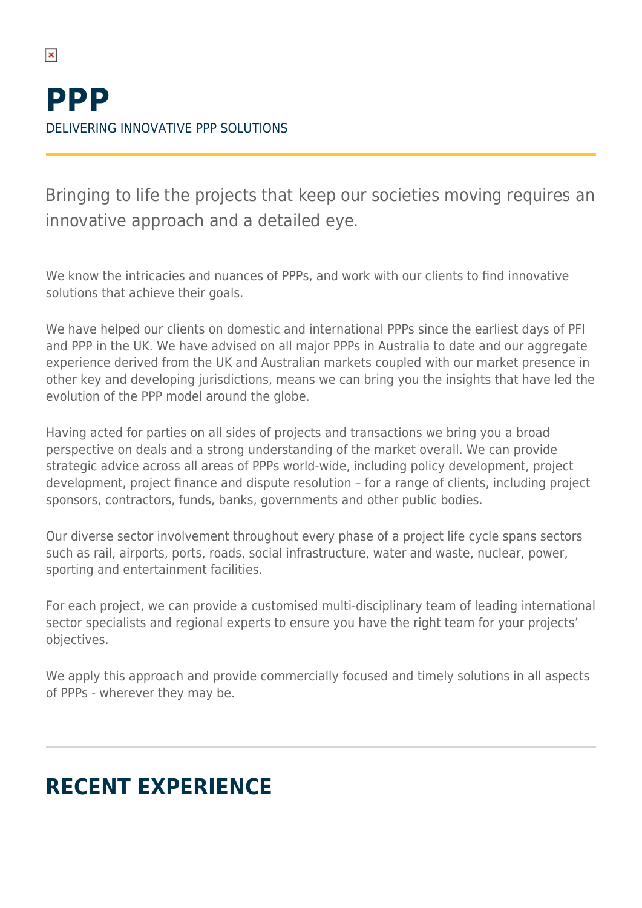# PPP

DELIVERING INNOVATIVE PPP SOLUTIONS

Bringing to life the projects that keep our societies moving requires an innovative approach and a detailed eye.

We know the intricacies and nuances of PPPs, and work with our clients to find innovative solutions that achieve their goals.

We have helped our clients on domestic and international PPPs since the earliest days of PFI and PPP in the UK. We have advised on all major PPPs in Australia to date and our aggregate experience derived from the UK and Australian markets coupled with our market presence in other key and developing jurisdictions, means we can bring you the insights that have led the evolution of the PPP model around the globe.

Having acted for parties on all sides of projects and transactions we bring you a broad perspective on deals and a strong understanding of the market overall. We can provide strategic advice across all areas of PPPs world-wide, including policy development, project development, project finance and dispute resolution – for a range of clients, including project sponsors, contractors, funds, banks, governments and other public bodies.

Our diverse sector involvement throughout every phase of a project life cycle spans sectors such as rail, airports, ports, roads, social infrastructure, water and waste, nuclear, power, sporting and entertainment facilities.

For each project, we can provide a customised multi-disciplinary team of leading international sector specialists and regional experts to ensure you have the right team for your projects' objectives.

We apply this approach and provide commercially focused and timely solutions in all aspects of PPPs - wherever they may be.

## RECENT EXPERIENCE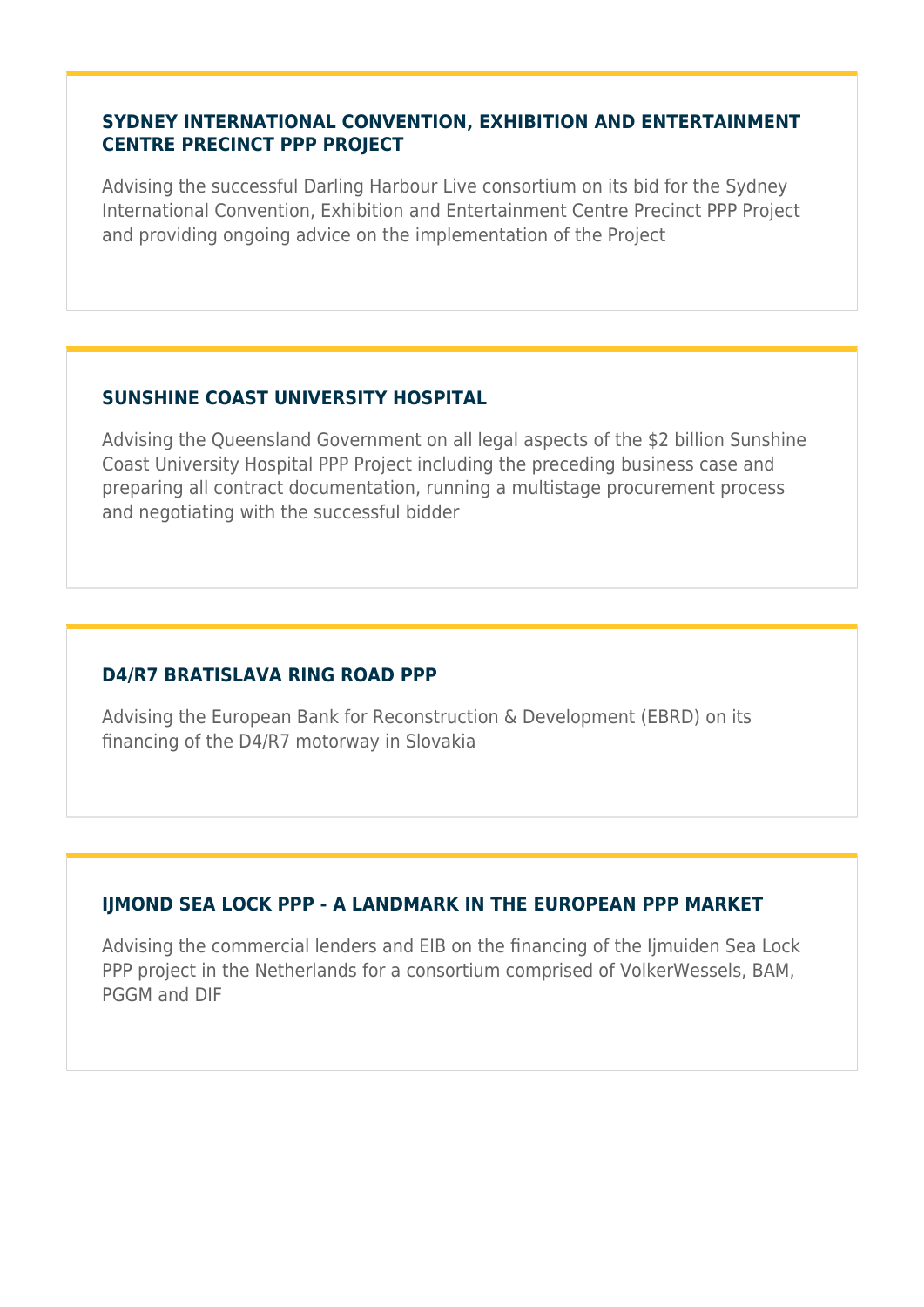### SYDNEY INTERNATIONAL CONVENTION, EXHIBITION AND ENTERTAINMENT CENTRE PRECINCT PPP PROJECT

Advising the successful Darling Harbour Live consortium on its bid for the Sydney International Convention, Exhibition and Entertainment Centre Precinct PPP Project and providing ongoing advice on the implementation of the Project

### SUNSHINE COAST UNIVERSITY HOSPITAL

Advising the Queensland Government on all legal aspects of the $2 billion Sunshine Coast University Hospital PPP Project including the preceding business case and preparing all contract documentation, running a multistage procurement process and negotiating with the successful bidder

### D4/R7 BRATISLAVA RING ROAD PPP

Advising the European Bank for Reconstruction & Development (EBRD) on its financing of the D4/R7 motorway in Slovakia

### IJMOND SEA LOCK PPP - A LANDMARK IN THE EUROPEAN PPP MARKET

Advising the commercial lenders and EIB on the financing of the Ijmuiden Sea Lock PPP project in the Netherlands for a consortium comprised of VolkerWessels, BAM, PGGM and DIF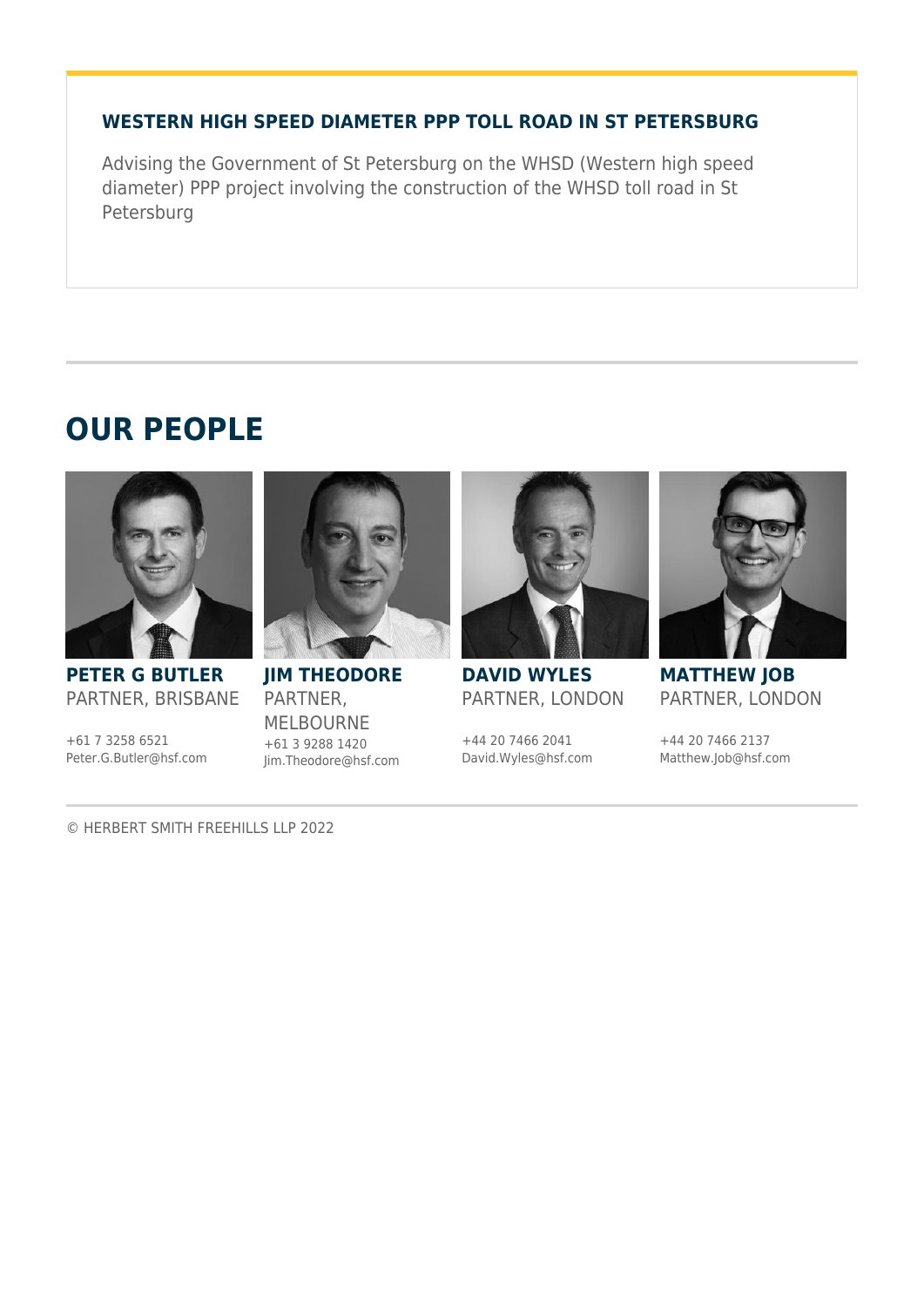### WESTERN HIGH SPEED DIAMETER PPP TOLL ROAD IN ST PETERSBURG

Advising the Government of St Petersburg on the WHSD (Western high speed diameter) PPP project involving the construction of the WHSD toll road in St Petersburg

## OUR PEOPLE

**PETER G BUTLER**
PARTNER, BRISBANE

+61 7 3258 6521
Peter.G.Butler@hsf.com

**JIM THEODORE**
PARTNER, MELBOURNE

+61 3 9288 1420
Jim.Theodore@hsf.com

**DAVID WYLES**
PARTNER, LONDON

+44 20 7466 2041
David.Wyles@hsf.com

**MATTHEW JOB**
PARTNER, LONDON

+44 20 7466 2137
Matthew.Job@hsf.com

© HERBERT SMITH FREEHILLS LLP 2022